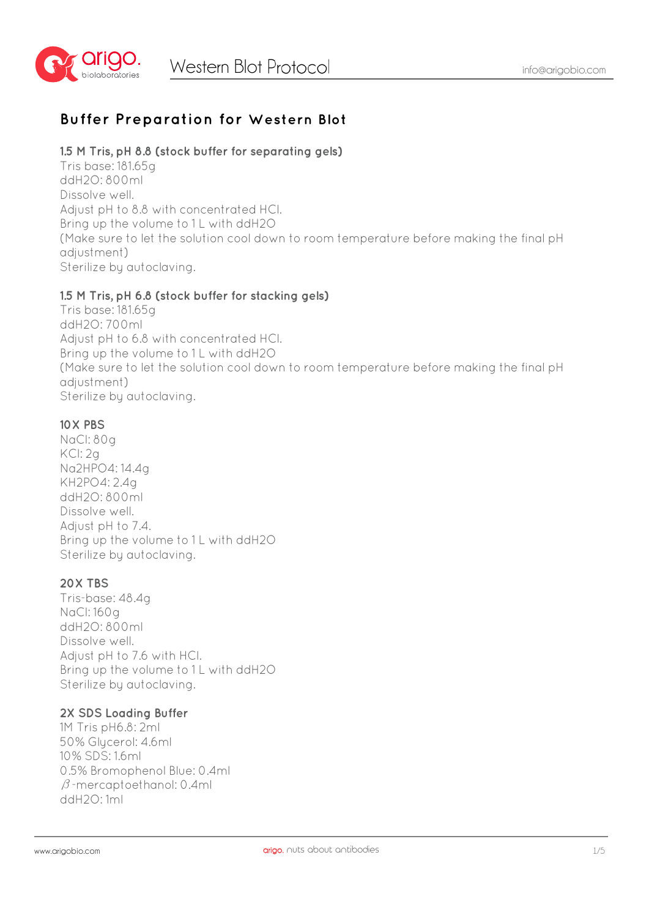# Buffer Preparation for Western Blot

### 1.5 M Tris, pH 8.8 (stock buffer for separating gels)

Tris base: 181.65g
ddH2O: 800ml
Dissolve well.
Adjust pH to 8.8 with concentrated HCl.
Bring up the volume to 1 L with ddH2O
(Make sure to let the solution cool down to room temperature before making the final pH adjustment)
Sterilize by autoclaving.

### 1.5 M Tris, pH 6.8 (stock buffer for stacking gels)

Tris base: 181.65g
ddH2O: 700ml
Adjust pH to 6.8 with concentrated HCl.
Bring up the volume to 1 L with ddH2O
(Make sure to let the solution cool down to room temperature before making the final pH adjustment)
Sterilize by autoclaving.

### 10X PBS

NaCl: 80g
KCl: 2g
Na2HPO4: 14.4g
KH2PO4: 2.4g
ddH2O: 800ml
Dissolve well.
Adjust pH to 7.4.
Bring up the volume to 1 L with ddH2O
Sterilize by autoclaving.

### 20X TBS

Tris-base: 48.4g
NaCl: 160g
ddH2O: 800ml
Dissolve well.
Adjust pH to 7.6 with HCl.
Bring up the volume to 1 L with ddH2O
Sterilize by autoclaving.

### 2X SDS Loading Buffer

1M Tris pH6.8: 2ml
50% Glycerol: 4.6ml
10% SDS: 1.6ml
0.5% Bromophenol Blue: 0.4ml
$\beta$-mercaptoethanol: 0.4ml
ddH2O: 1ml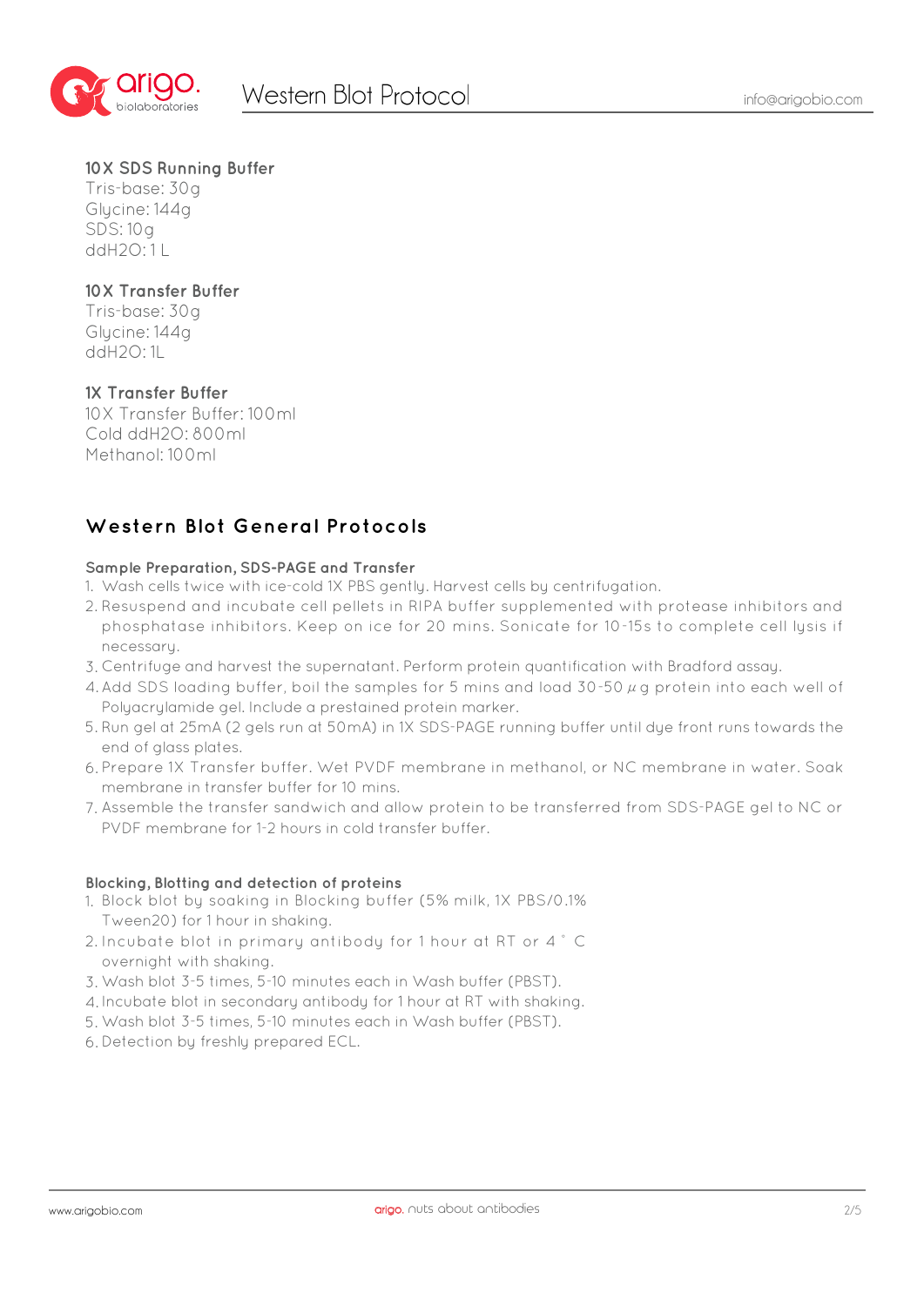**10X SDS Running Buffer**
Tris-base: 30g
Glycine: 144g
SDS: 10g
ddH2O: 1 L

**10X Transfer Buffer**
Tris-base: 30g
Glycine: 144g
ddH2O: 1L

**1X Transfer Buffer**
10X Transfer Buffer: 100ml
Cold ddH2O: 800ml
Methanol: 100ml

## Western Blot General Protocols

**Sample Preparation, SDS-PAGE and Transfer**

1. Wash cells twice with ice-cold 1X PBS gently. Harvest cells by centrifugation.
2. Resuspend and incubate cell pellets in RIPA buffer supplemented with protease inhibitors and phosphatase inhibitors. Keep on ice for 20 mins. Sonicate for 10-15s to complete cell lysis if necessary.
3. Centrifuge and harvest the supernatant. Perform protein quantification with Bradford assay.
4. Add SDS loading buffer, boil the samples for 5 mins and load 30-50 μg protein into each well of Polyacrylamide gel. Include a prestained protein marker.
5. Run gel at 25mA (2 gels run at 50mA) in 1X SDS-PAGE running buffer until dye front runs towards the end of glass plates.
6. Prepare 1X Transfer buffer. Wet PVDF membrane in methanol, or NC membrane in water. Soak membrane in transfer buffer for 10 mins.
7. Assemble the transfer sandwich and allow protein to be transferred from SDS-PAGE gel to NC or PVDF membrane for 1-2 hours in cold transfer buffer.

**Blocking, Blotting and detection of proteins**

1. Block blot by soaking in Blocking buffer (5% milk, 1X PBS/0.1% Tween20) for 1 hour in shaking.
2. Incubate blot in primary antibody for 1 hour at RT or 4 ° C overnight with shaking.
3. Wash blot 3-5 times, 5-10 minutes each in Wash buffer (PBST).
4. Incubate blot in secondary antibody for 1 hour at RT with shaking.
5. Wash blot 3-5 times, 5-10 minutes each in Wash buffer (PBST).
6. Detection by freshly prepared ECL.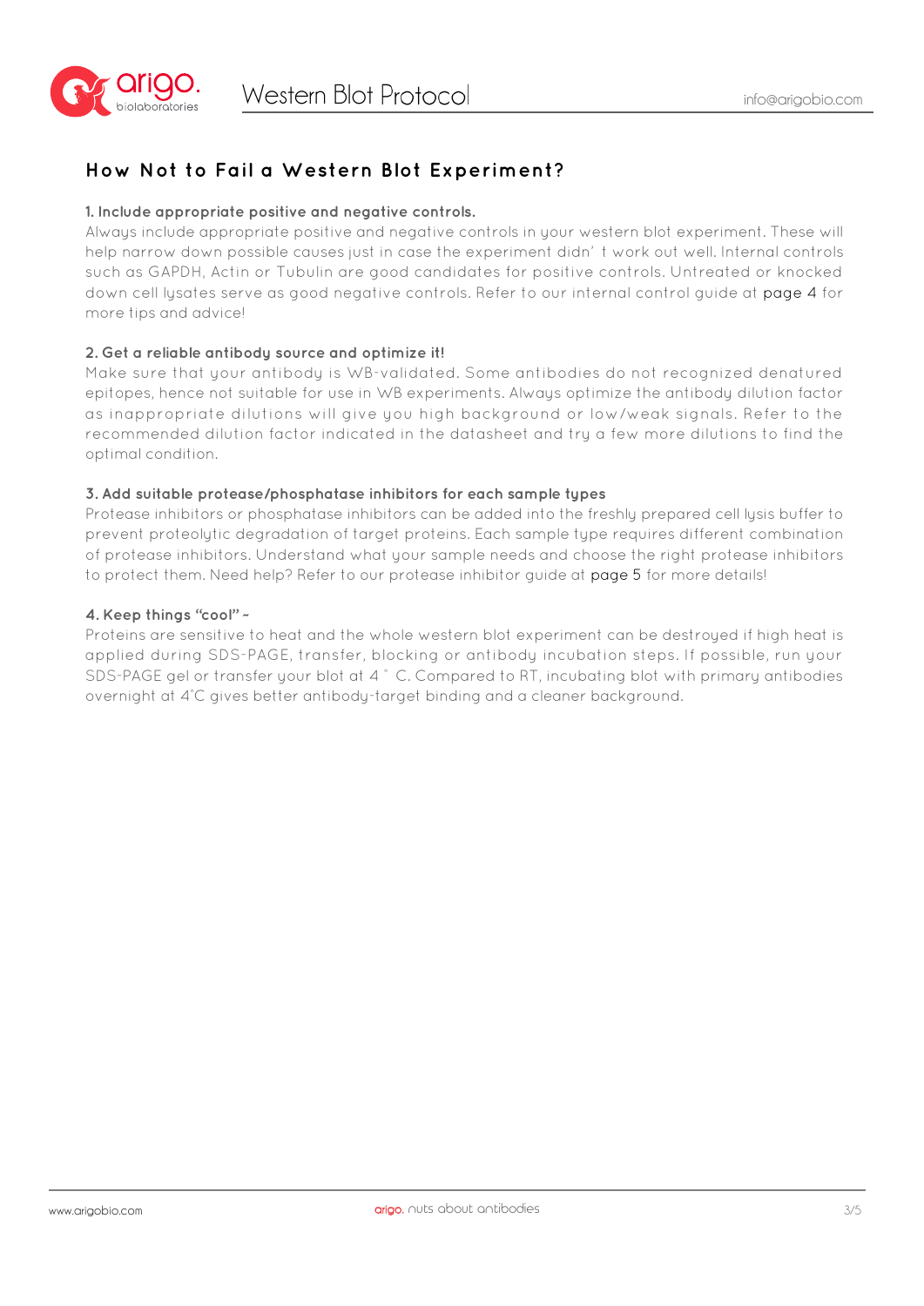## How Not to Fail a Western Blot Experiment?

**1. Include appropriate positive and negative controls.**

Always include appropriate positive and negative controls in your western blot experiment. These will help narrow down possible causes just in case the experiment didn' t work out well. Internal controls such as GAPDH, Actin or Tubulin are good candidates for positive controls. Untreated or knocked down cell lysates serve as good negative controls. Refer to our internal control guide at page 4 for more tips and advice!

**2. Get a reliable antibody source and optimize it!**

Make sure that your antibody is WB-validated. Some antibodies do not recognized denatured epitopes, hence not suitable for use in WB experiments. Always optimize the antibody dilution factor as inappropriate dilutions will give you high background or low/weak signals. Refer to the recommended dilution factor indicated in the datasheet and try a few more dilutions to find the optimal condition.

**3. Add suitable protease/phosphatase inhibitors for each sample types**

Protease inhibitors or phosphatase inhibitors can be added into the freshly prepared cell lysis buffer to prevent proteolytic degradation of target proteins. Each sample type requires different combination of protease inhibitors. Understand what your sample needs and choose the right protease inhibitors to protect them. Need help? Refer to our protease inhibitor guide at page 5 for more details!

**4. Keep things "cool" ~**

Proteins are sensitive to heat and the whole western blot experiment can be destroyed if high heat is applied during SDS-PAGE, transfer, blocking or antibody incubation steps. If possible, run your SDS-PAGE gel or transfer your blot at 4 ° C. Compared to RT, incubating blot with primary antibodies overnight at 4°C gives better antibody-target binding and a cleaner background.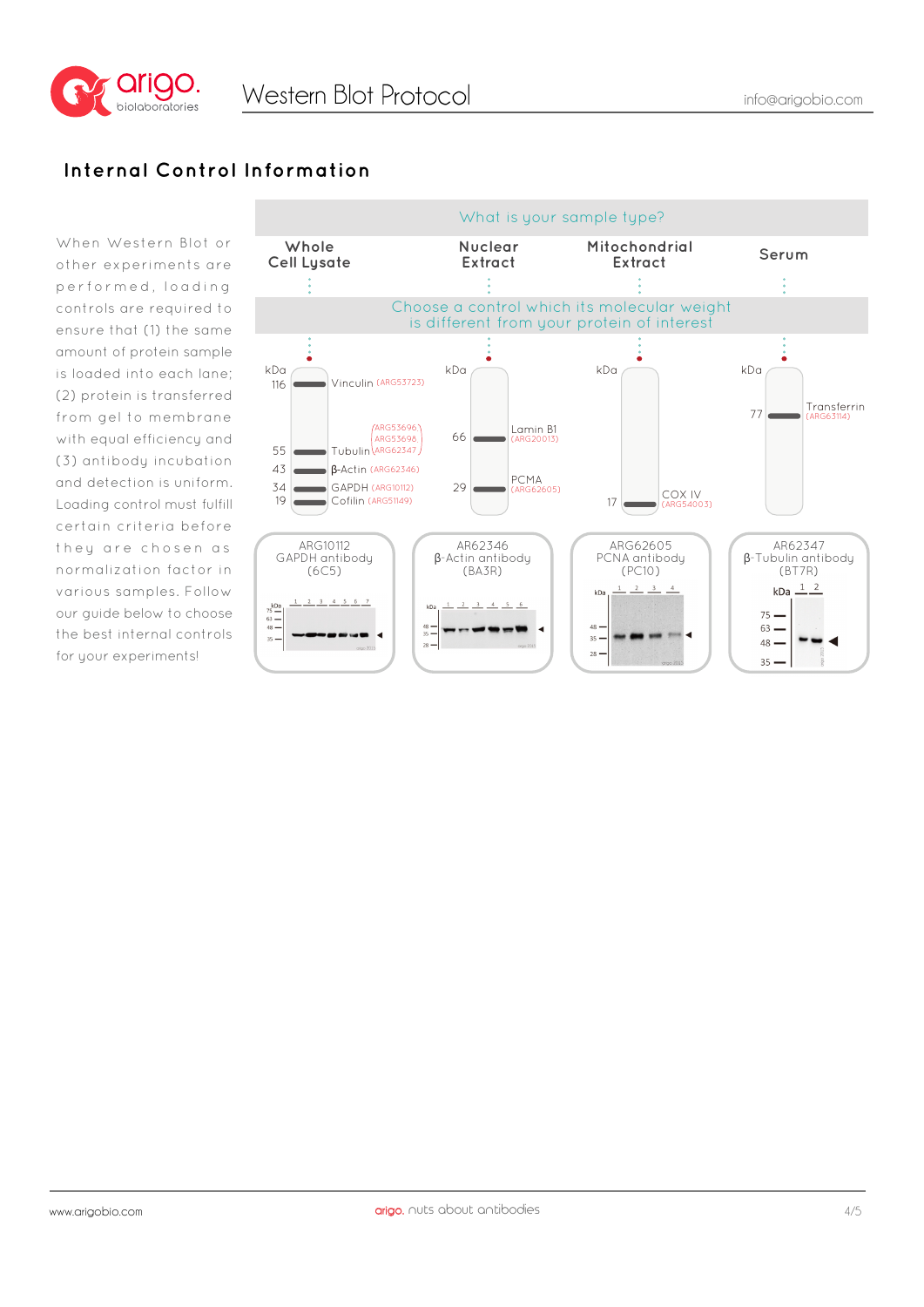## Internal Control Information

When Western Blot or other experiments are performed, loading controls are required to ensure that (1) the same amount of protein sample is loaded into each lane; (2) protein is transferred from gel to membrane with equal efficiency and (3) antibody incubation and detection is uniform. Loading control must fulfill certain criteria before they are chosen as normalization factor in various samples. Follow our guide below to choose the best internal controls for your experiments!

**What is your sample type?**

**Choose a control which its molecular weight is different from your protein of interest**

| Whole Cell Lysate | Nuclear Extract | Mitochondrial Extract | Serum |
|---|---|---|---|
| 116 kDa – Vinculin (ARG53723) | 66 kDa – Lamin B1 (ARG20013) | 17 kDa – COX IV (ARG54003) | 77 kDa – Transferrin (ARG63114) |
| 55 kDa – Tubulin (ARG53696, ARG53698, ARG62347) | 29 kDa – PCMA (ARG62605) | | |
| 43 kDa – β-Actin (ARG62346) | | | |
| 34 kDa – GAPDH (ARG10112) | | | |
| 19 kDa – Cofilin (ARG51149) | | | |

ARG10112 GAPDH antibody (6C5)

AR62346 β-Actin antibody (BA3R)

ARG62605 PCNA antibody (PC10)

AR62347 β-Tubulin antibody (BT7R)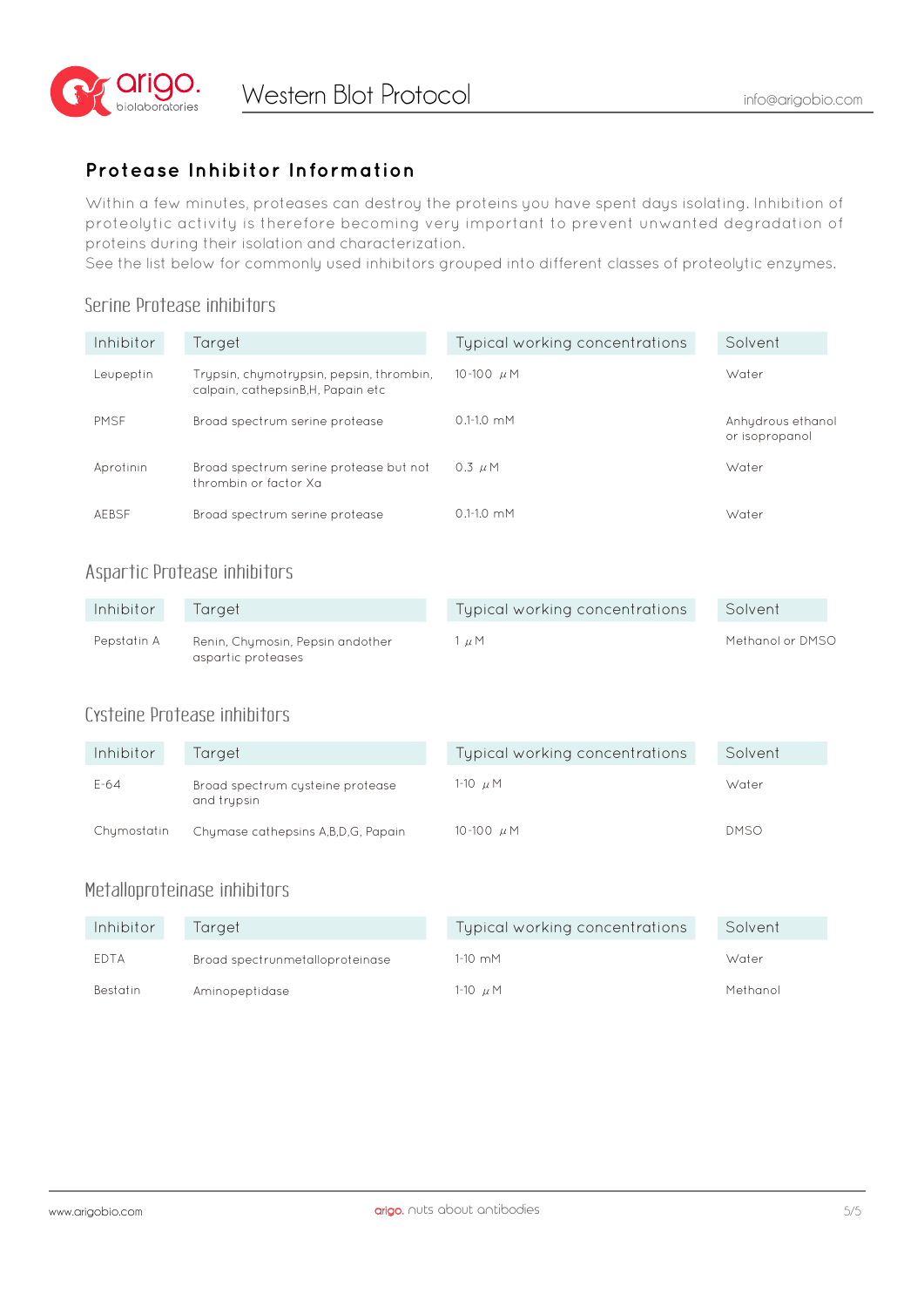## Protease Inhibitor Information

Within a few minutes, proteases can destroy the proteins you have spent days isolating. Inhibition of proteolytic activity is therefore becoming very important to prevent unwanted degradation of proteins during their isolation and characterization.
See the list below for commonly used inhibitors grouped into different classes of proteolytic enzymes.

### Serine Protease inhibitors

| Inhibitor | Target | Typical working concentrations | Solvent |
|---|---|---|---|
| Leupeptin | Trypsin, chymotrypsin, pepsin, thrombin, calpain, cathepsinB,H, Papain etc | 10-100 μM | Water |
| PMSF | Broad spectrum serine protease | 0.1-1.0 mM | Anhydrous ethanol or isopropanol |
| Aprotinin | Broad spectrum serine protease but not thrombin or factor Xa | 0.3 μM | Water |
| AEBSF | Broad spectrum serine protease | 0.1-1.0 mM | Water |

### Aspartic Protease inhibitors

| Inhibitor | Target | Typical working concentrations | Solvent |
|---|---|---|---|
| Pepstatin A | Renin, Chymosin, Pepsin andother aspartic proteases | 1 μM | Methanol or DMSO |

### Cysteine Protease inhibitors

| Inhibitor | Target | Typical working concentrations | Solvent |
|---|---|---|---|
| E-64 | Broad spectrum cysteine protease and trypsin | 1-10 μM | Water |
| Chymostatin | Chymase cathepsins A,B,D,G, Papain | 10-100 μM | DMSO |

### Metalloproteinase inhibitors

| Inhibitor | Target | Typical working concentrations | Solvent |
|---|---|---|---|
| EDTA | Broad spectrunmetalloproteinase | 1-10 mM | Water |
| Bestatin | Aminopeptidase | 1-10 μM | Methanol |